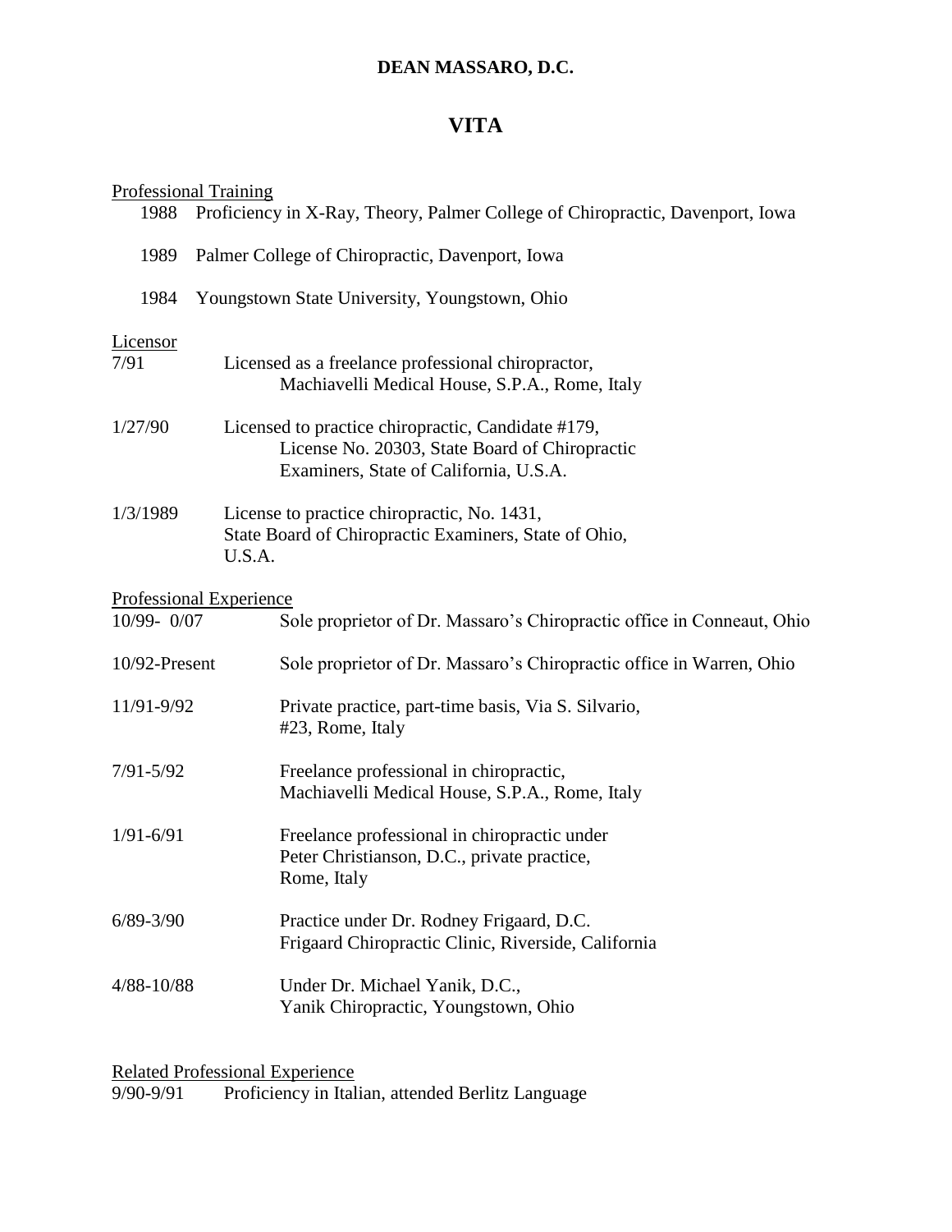**DEAN MASSARO, D.C.**

# VITA

<u>Professional Training</u>

1988 Proficiency in X-Ray, Theory, Palmer College of Chiropractic, Davenport, Iowa

1989 Palmer College of Chiropractic, Davenport, Iowa

1984 Youngstown State University, Youngstown, Ohio

<u>Licensor</u>

7/91 Licensed as a freelance professional chiropractor,
Machiavelli Medical House, S.P.A., Rome, Italy

1/27/90 Licensed to practice chiropractic, Candidate #179,
License No. 20303, State Board of Chiropractic
Examiners, State of California, U.S.A.

1/3/1989 License to practice chiropractic, No. 1431,
State Board of Chiropractic Examiners, State of Ohio,
U.S.A.

<u>Professional Experience</u>

10/99- 0/07 Sole proprietor of Dr. Massaro's Chiropractic office in Conneaut, Ohio

10/92-Present Sole proprietor of Dr. Massaro's Chiropractic office in Warren, Ohio

11/91-9/92 Private practice, part-time basis, Via S. Silvario,
#23, Rome, Italy

7/91-5/92 Freelance professional in chiropractic,
Machiavelli Medical House, S.P.A., Rome, Italy

1/91-6/91 Freelance professional in chiropractic under
Peter Christianson, D.C., private practice,
Rome, Italy

6/89-3/90 Practice under Dr. Rodney Frigaard, D.C.
Frigaard Chiropractic Clinic, Riverside, California

4/88-10/88 Under Dr. Michael Yanik, D.C.,
Yanik Chiropractic, Youngstown, Ohio

<u>Related Professional Experience</u>

9/90-9/91 Proficiency in Italian, attended Berlitz Language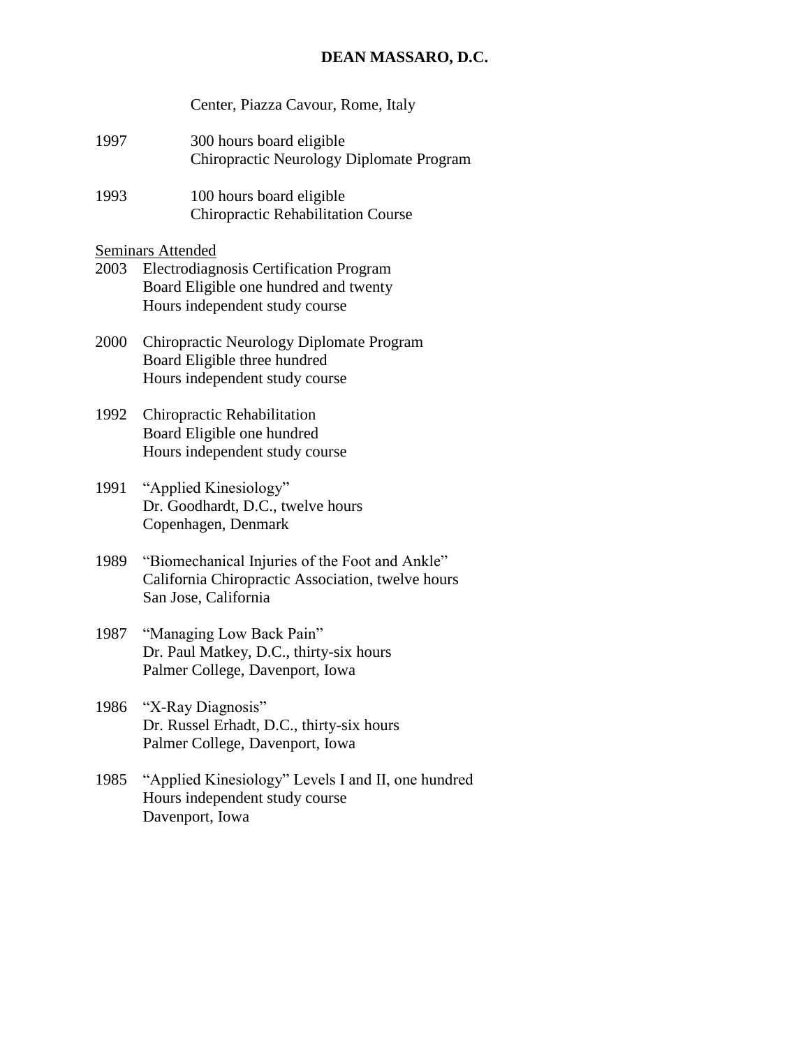Center, Piazza Cavour, Rome, Italy

1997 300 hours board eligible
Chiropractic Neurology Diplomate Program

1993 100 hours board eligible
Chiropractic Rehabilitation Course

<u>Seminars Attended</u>

2003 Electrodiagnosis Certification Program
Board Eligible one hundred and twenty
Hours independent study course

2000 Chiropractic Neurology Diplomate Program
Board Eligible three hundred
Hours independent study course

1992 Chiropractic Rehabilitation
Board Eligible one hundred
Hours independent study course

1991 "Applied Kinesiology"
Dr. Goodhardt, D.C., twelve hours
Copenhagen, Denmark

1989 "Biomechanical Injuries of the Foot and Ankle"
California Chiropractic Association, twelve hours
San Jose, California

1987 "Managing Low Back Pain"
Dr. Paul Matkey, D.C., thirty-six hours
Palmer College, Davenport, Iowa

1986 "X-Ray Diagnosis"
Dr. Russel Erhadt, D.C., thirty-six hours
Palmer College, Davenport, Iowa

1985 "Applied Kinesiology" Levels I and II, one hundred
Hours independent study course
Davenport, Iowa